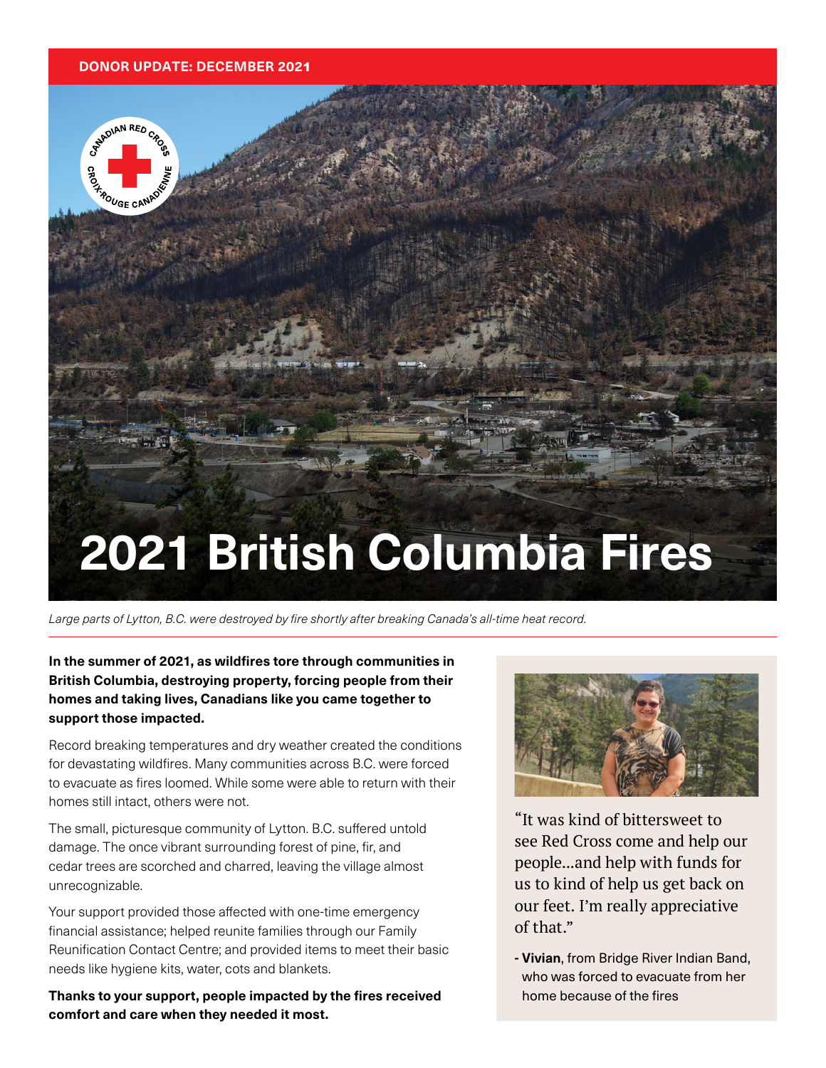**DONOR UPDATE: DECEMBER 2021**

# 2021 British Columbia Fires

*Large parts of Lytton, B.C. were destroyed by fire shortly after breaking Canada's all-time heat record.*

**In the summer of 2021, as wildfires tore through communities in British Columbia, destroying property, forcing people from their homes and taking lives, Canadians like you came together to support those impacted.**

Record breaking temperatures and dry weather created the conditions for devastating wildfires. Many communities across B.C. were forced to evacuate as fires loomed. While some were able to return with their homes still intact, others were not.

The small, picturesque community of Lytton. B.C. suffered untold damage. The once vibrant surrounding forest of pine, fir, and cedar trees are scorched and charred, leaving the village almost unrecognizable.

Your support provided those affected with one-time emergency financial assistance; helped reunite families through our Family Reunification Contact Centre; and provided items to meet their basic needs like hygiene kits, water, cots and blankets.

**Thanks to your support, people impacted by the fires received comfort and care when they needed it most.**

"It was kind of bittersweet to see Red Cross come and help our people...and help with funds for us to kind of help us get back on our feet. I'm really appreciative of that."

- **Vivian**, from Bridge River Indian Band, who was forced to evacuate from her home because of the fires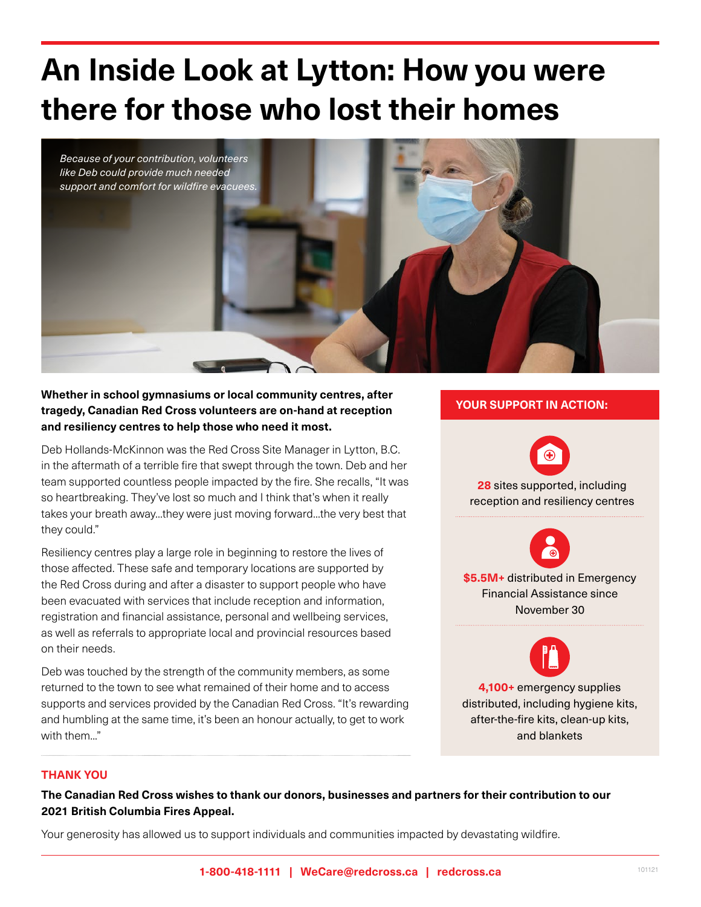# An Inside Look at Lytton: How you were there for those who lost their homes

*Because of your contribution, volunteers like Deb could provide much needed support and comfort for wildfire evacuees.*

**Whether in school gymnasiums or local community centres, after tragedy, Canadian Red Cross volunteers are on-hand at reception and resiliency centres to help those who need it most.**

Deb Hollands-McKinnon was the Red Cross Site Manager in Lytton, B.C. in the aftermath of a terrible fire that swept through the town. Deb and her team supported countless people impacted by the fire. She recalls, "It was so heartbreaking. They've lost so much and I think that's when it really takes your breath away…they were just moving forward…the very best that they could."

Resiliency centres play a large role in beginning to restore the lives of those affected. These safe and temporary locations are supported by the Red Cross during and after a disaster to support people who have been evacuated with services that include reception and information, registration and financial assistance, personal and wellbeing services, as well as referrals to appropriate local and provincial resources based on their needs.

Deb was touched by the strength of the community members, as some returned to the town to see what remained of their home and to access supports and services provided by the Canadian Red Cross. "It's rewarding and humbling at the same time, it's been an honour actually, to get to work with them…"

## YOUR SUPPORT IN ACTION:

**28** sites supported, including reception and resiliency centres

**$5.5M+** distributed in Emergency Financial Assistance since November 30

**4,100+** emergency supplies distributed, including hygiene kits, after-the-fire kits, clean-up kits, and blankets

## THANK YOU

**The Canadian Red Cross wishes to thank our donors, businesses and partners for their contribution to our 2021 British Columbia Fires Appeal.**

Your generosity has allowed us to support individuals and communities impacted by devastating wildfire.

**1-800-418-1111 | WeCare@redcross.ca | redcross.ca**

101121